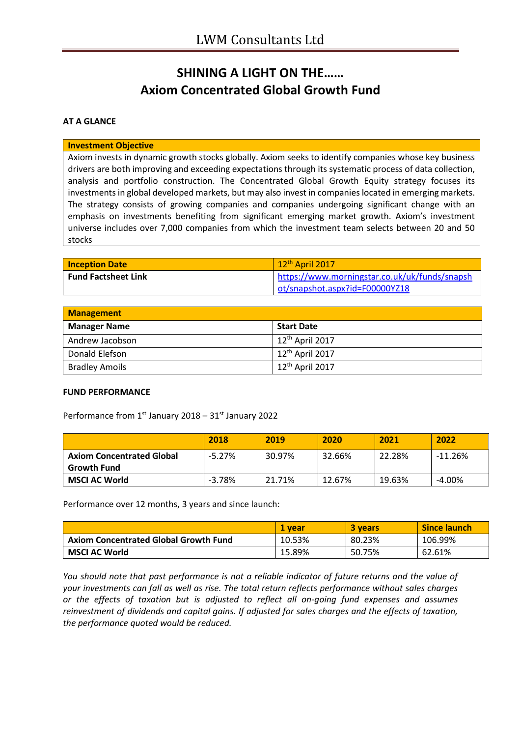# LWM Consultants Ltd

## SHINING A LIGHT ON THE……
## Axiom Concentrated Global Growth Fund

**AT A GLANCE**

| **Investment Objective** |
|---|
| Axiom invests in dynamic growth stocks globally. Axiom seeks to identify companies whose key business drivers are both improving and exceeding expectations through its systematic process of data collection, analysis and portfolio construction. The Concentrated Global Growth Equity strategy focuses its investments in global developed markets, but may also invest in companies located in emerging markets. The strategy consists of growing companies and companies undergoing significant change with an emphasis on investments benefiting from significant emerging market growth. Axiom's investment universe includes over 7,000 companies from which the investment team selects between 20 and 50 stocks |

| **Inception Date** | 12th April 2017 |
|---|---|
| **Fund Factsheet Link** | https://www.morningstar.co.uk/uk/funds/snapshot/snapshot.aspx?id=F00000YZ18 |

| **Management** | |
|---|---|
| **Manager Name** | **Start Date** |
| Andrew Jacobson | 12th April 2017 |
| Donald Elefson | 12th April 2017 |
| Bradley Amoils | 12th April 2017 |

**FUND PERFORMANCE**

Performance from 1st January 2018 – 31st January 2022

| | 2018 | 2019 | 2020 | 2021 | 2022 |
|---|---|---|---|---|---|
| **Axiom Concentrated Global Growth Fund** | -5.27% | 30.97% | 32.66% | 22.28% | -11.26% |
| **MSCI AC World** | -3.78% | 21.71% | 12.67% | 19.63% | -4.00% |

Performance over 12 months, 3 years and since launch:

| | 1 year | 3 years | Since launch |
|---|---|---|---|
| **Axiom Concentrated Global Growth Fund** | 10.53% | 80.23% | 106.99% |
| **MSCI AC World** | 15.89% | 50.75% | 62.61% |

*You should note that past performance is not a reliable indicator of future returns and the value of your investments can fall as well as rise. The total return reflects performance without sales charges or the effects of taxation but is adjusted to reflect all on-going fund expenses and assumes reinvestment of dividends and capital gains. If adjusted for sales charges and the effects of taxation, the performance quoted would be reduced.*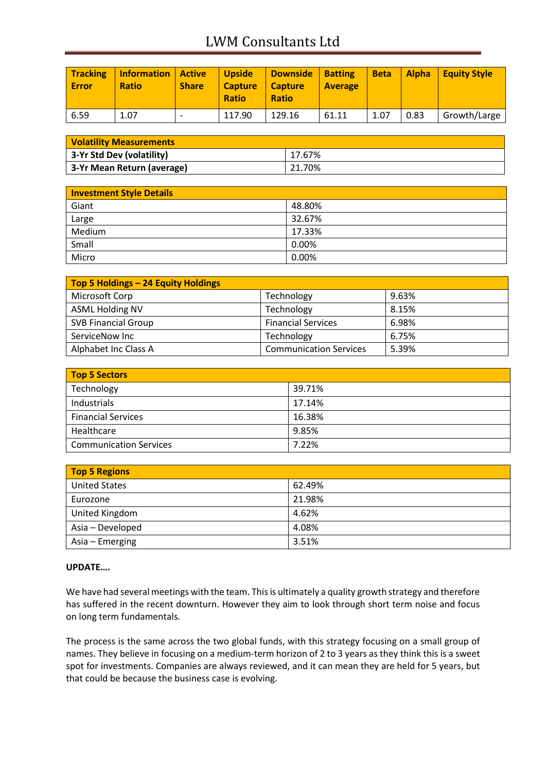| Tracking Error | Information Ratio | Active Share | Upside Capture Ratio | Downside Capture Ratio | Batting Average | Beta | Alpha | Equity Style |
|---|---|---|---|---|---|---|---|---|
| 6.59 | 1.07 | - | 117.90 | 129.16 | 61.11 | 1.07 | 0.83 | Growth/Large |

| Volatility Measurements | |
|---|---|
| **3-Yr Std Dev (volatility)** | 17.67% |
| **3-Yr Mean Return (average)** | 21.70% |

| Investment Style Details | |
|---|---|
| Giant | 48.80% |
| Large | 32.67% |
| Medium | 17.33% |
| Small | 0.00% |
| Micro | 0.00% |

| Top 5 Holdings – 24 Equity Holdings | | |
|---|---|---|
| Microsoft Corp | Technology | 9.63% |
| ASML Holding NV | Technology | 8.15% |
| SVB Financial Group | Financial Services | 6.98% |
| ServiceNow Inc | Technology | 6.75% |
| Alphabet Inc Class A | Communication Services | 5.39% |

| Top 5 Sectors | |
|---|---|
| Technology | 39.71% |
| Industrials | 17.14% |
| Financial Services | 16.38% |
| Healthcare | 9.85% |
| Communication Services | 7.22% |

| Top 5 Regions | |
|---|---|
| United States | 62.49% |
| Eurozone | 21.98% |
| United Kingdom | 4.62% |
| Asia – Developed | 4.08% |
| Asia – Emerging | 3.51% |

**UPDATE….**

We have had several meetings with the team. This is ultimately a quality growth strategy and therefore has suffered in the recent downturn. However they aim to look through short term noise and focus on long term fundamentals.

The process is the same across the two global funds, with this strategy focusing on a small group of names. They believe in focusing on a medium-term horizon of 2 to 3 years as they think this is a sweet spot for investments. Companies are always reviewed, and it can mean they are held for 5 years, but that could be because the business case is evolving.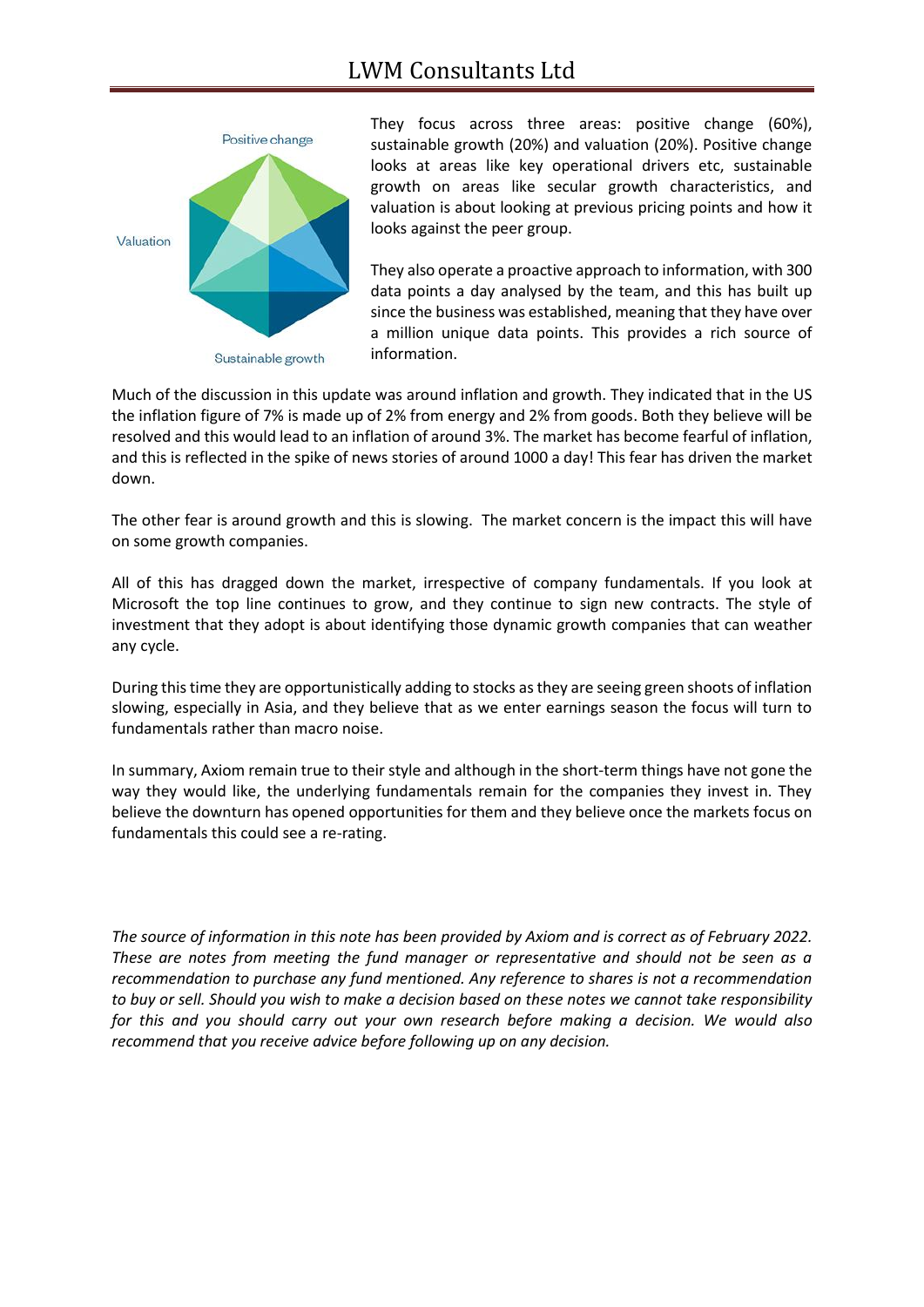Positive change

Valuation

Sustainable growth

They focus across three areas: positive change (60%), sustainable growth (20%) and valuation (20%). Positive change looks at areas like key operational drivers etc, sustainable growth on areas like secular growth characteristics, and valuation is about looking at previous pricing points and how it looks against the peer group.

They also operate a proactive approach to information, with 300 data points a day analysed by the team, and this has built up since the business was established, meaning that they have over a million unique data points. This provides a rich source of information.

Much of the discussion in this update was around inflation and growth. They indicated that in the US the inflation figure of 7% is made up of 2% from energy and 2% from goods. Both they believe will be resolved and this would lead to an inflation of around 3%. The market has become fearful of inflation, and this is reflected in the spike of news stories of around 1000 a day! This fear has driven the market down.

The other fear is around growth and this is slowing. The market concern is the impact this will have on some growth companies.

All of this has dragged down the market, irrespective of company fundamentals. If you look at Microsoft the top line continues to grow, and they continue to sign new contracts. The style of investment that they adopt is about identifying those dynamic growth companies that can weather any cycle.

During this time they are opportunistically adding to stocks as they are seeing green shoots of inflation slowing, especially in Asia, and they believe that as we enter earnings season the focus will turn to fundamentals rather than macro noise.

In summary, Axiom remain true to their style and although in the short-term things have not gone the way they would like, the underlying fundamentals remain for the companies they invest in. They believe the downturn has opened opportunities for them and they believe once the markets focus on fundamentals this could see a re-rating.

*The source of information in this note has been provided by Axiom and is correct as of February 2022. These are notes from meeting the fund manager or representative and should not be seen as a recommendation to purchase any fund mentioned. Any reference to shares is not a recommendation to buy or sell. Should you wish to make a decision based on these notes we cannot take responsibility for this and you should carry out your own research before making a decision. We would also recommend that you receive advice before following up on any decision.*